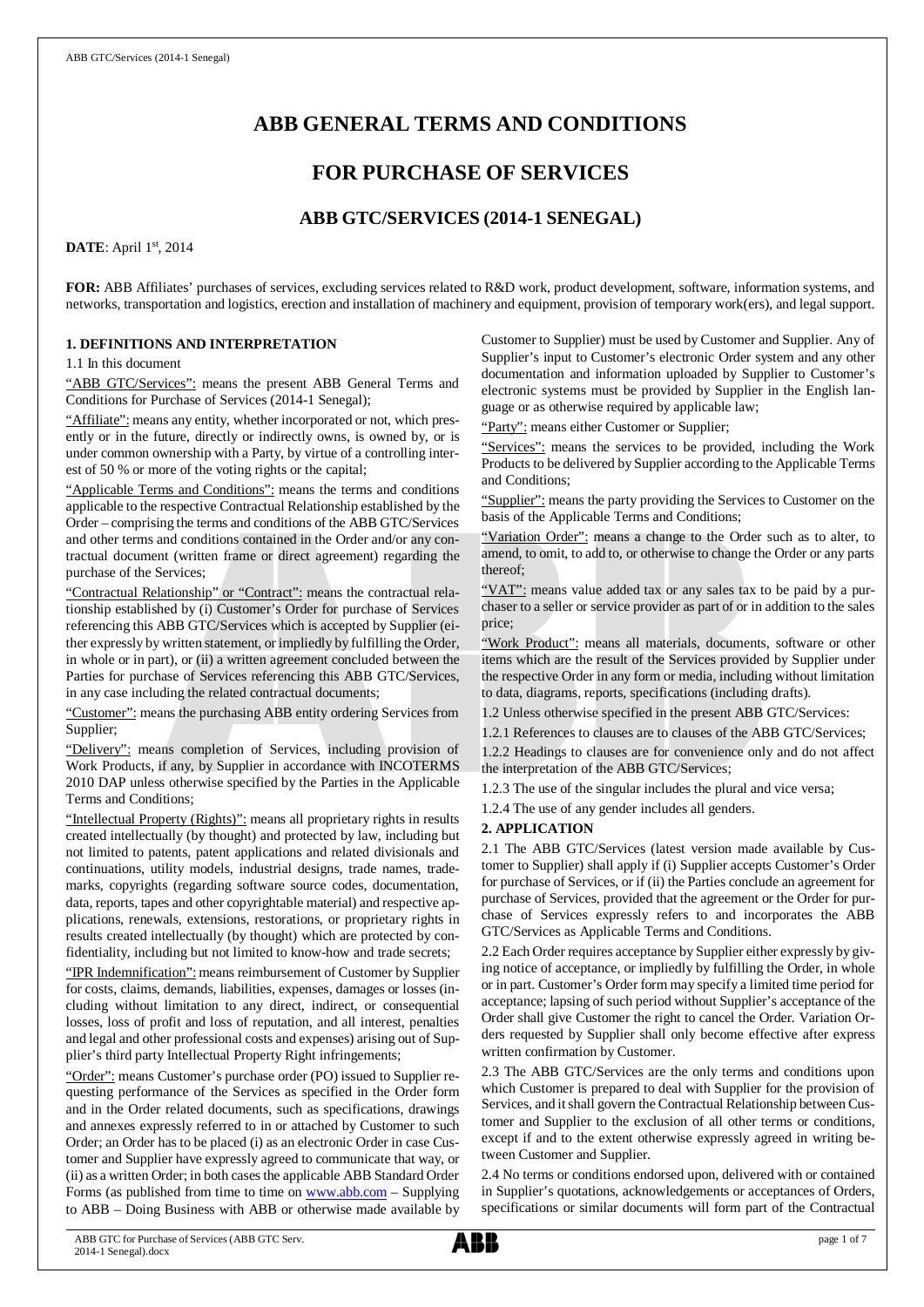# ABB GENERAL TERMS AND CONDITIONS

# FOR PURCHASE OF SERVICES

## ABB GTC/SERVICES (2014-1 SENEGAL)

**DATE**: April 1st, 2014

**FOR:** ABB Affiliates' purchases of services, excluding services related to R&D work, product development, software, information systems, and networks, transportation and logistics, erection and installation of machinery and equipment, provision of temporary work(ers), and legal support.

### 1. DEFINITIONS AND INTERPRETATION

1.1 In this document

"ABB GTC/Services": means the present ABB General Terms and Conditions for Purchase of Services (2014-1 Senegal);

"Affiliate": means any entity, whether incorporated or not, which presently or in the future, directly or indirectly owns, is owned by, or is under common ownership with a Party, by virtue of a controlling interest of 50 % or more of the voting rights or the capital;

"Applicable Terms and Conditions": means the terms and conditions applicable to the respective Contractual Relationship established by the Order – comprising the terms and conditions of the ABB GTC/Services and other terms and conditions contained in the Order and/or any contractual document (written frame or direct agreement) regarding the purchase of the Services;

"Contractual Relationship" or "Contract": means the contractual relationship established by (i) Customer's Order for purchase of Services referencing this ABB GTC/Services which is accepted by Supplier (either expressly by written statement, or impliedly by fulfilling the Order, in whole or in part), or (ii) a written agreement concluded between the Parties for purchase of Services referencing this ABB GTC/Services, in any case including the related contractual documents;

"Customer": means the purchasing ABB entity ordering Services from Supplier;

"Delivery": means completion of Services, including provision of Work Products, if any, by Supplier in accordance with INCOTERMS 2010 DAP unless otherwise specified by the Parties in the Applicable Terms and Conditions;

"Intellectual Property (Rights)": means all proprietary rights in results created intellectually (by thought) and protected by law, including but not limited to patents, patent applications and related divisionals and continuations, utility models, industrial designs, trade names, trademarks, copyrights (regarding software source codes, documentation, data, reports, tapes and other copyrightable material) and respective applications, renewals, extensions, restorations, or proprietary rights in results created intellectually (by thought) which are protected by confidentiality, including but not limited to know-how and trade secrets;

"IPR Indemnification": means reimbursement of Customer by Supplier for costs, claims, demands, liabilities, expenses, damages or losses (including without limitation to any direct, indirect, or consequential losses, loss of profit and loss of reputation, and all interest, penalties and legal and other professional costs and expenses) arising out of Supplier's third party Intellectual Property Right infringements;

"Order": means Customer's purchase order (PO) issued to Supplier requesting performance of the Services as specified in the Order form and in the Order related documents, such as specifications, drawings and annexes expressly referred to in or attached by Customer to such Order; an Order has to be placed (i) as an electronic Order in case Customer and Supplier have expressly agreed to communicate that way, or (ii) as a written Order; in both cases the applicable ABB Standard Order Forms (as published from time to time on www.abb.com – Supplying to ABB – Doing Business with ABB or otherwise made available by Customer to Supplier) must be used by Customer and Supplier. Any of Supplier's input to Customer's electronic Order system and any other documentation and information uploaded by Supplier to Customer's electronic systems must be provided by Supplier in the English language or as otherwise required by applicable law;

"Party": means either Customer or Supplier;

"Services": means the services to be provided, including the Work Products to be delivered by Supplier according to the Applicable Terms and Conditions;

"Supplier": means the party providing the Services to Customer on the basis of the Applicable Terms and Conditions;

"Variation Order": means a change to the Order such as to alter, to amend, to omit, to add to, or otherwise to change the Order or any parts thereof;

"VAT": means value added tax or any sales tax to be paid by a purchaser to a seller or service provider as part of or in addition to the sales price;

"Work Product": means all materials, documents, software or other items which are the result of the Services provided by Supplier under the respective Order in any form or media, including without limitation to data, diagrams, reports, specifications (including drafts).

1.2 Unless otherwise specified in the present ABB GTC/Services:

1.2.1 References to clauses are to clauses of the ABB GTC/Services;

1.2.2 Headings to clauses are for convenience only and do not affect the interpretation of the ABB GTC/Services;

1.2.3 The use of the singular includes the plural and vice versa;

1.2.4 The use of any gender includes all genders.

### 2. APPLICATION

2.1 The ABB GTC/Services (latest version made available by Customer to Supplier) shall apply if (i) Supplier accepts Customer's Order for purchase of Services, or if (ii) the Parties conclude an agreement for purchase of Services, provided that the agreement or the Order for purchase of Services expressly refers to and incorporates the ABB GTC/Services as Applicable Terms and Conditions.

2.2 Each Order requires acceptance by Supplier either expressly by giving notice of acceptance, or impliedly by fulfilling the Order, in whole or in part. Customer's Order form may specify a limited time period for acceptance; lapsing of such period without Supplier's acceptance of the Order shall give Customer the right to cancel the Order. Variation Orders requested by Supplier shall only become effective after express written confirmation by Customer.

2.3 The ABB GTC/Services are the only terms and conditions upon which Customer is prepared to deal with Supplier for the provision of Services, and it shall govern the Contractual Relationship between Customer and Supplier to the exclusion of all other terms or conditions, except if and to the extent otherwise expressly agreed in writing between Customer and Supplier.

2.4 No terms or conditions endorsed upon, delivered with or contained in Supplier's quotations, acknowledgements or acceptances of Orders, specifications or similar documents will form part of the Contractual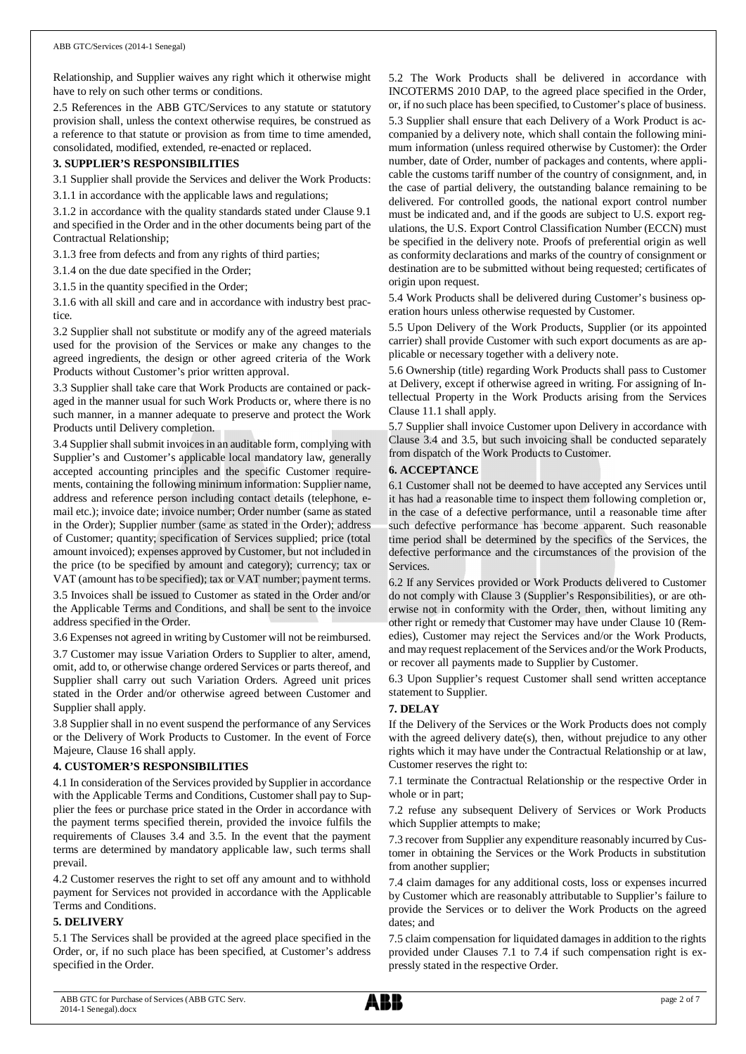Relationship, and Supplier waives any right which it otherwise might have to rely on such other terms or conditions.

2.5 References in the ABB GTC/Services to any statute or statutory provision shall, unless the context otherwise requires, be construed as a reference to that statute or provision as from time to time amended, consolidated, modified, extended, re-enacted or replaced.

## 3. SUPPLIER'S RESPONSIBILITIES

3.1 Supplier shall provide the Services and deliver the Work Products:

3.1.1 in accordance with the applicable laws and regulations;

3.1.2 in accordance with the quality standards stated under Clause 9.1 and specified in the Order and in the other documents being part of the Contractual Relationship;

3.1.3 free from defects and from any rights of third parties;

3.1.4 on the due date specified in the Order;

3.1.5 in the quantity specified in the Order;

3.1.6 with all skill and care and in accordance with industry best practice.

3.2 Supplier shall not substitute or modify any of the agreed materials used for the provision of the Services or make any changes to the agreed ingredients, the design or other agreed criteria of the Work Products without Customer's prior written approval.

3.3 Supplier shall take care that Work Products are contained or packaged in the manner usual for such Work Products or, where there is no such manner, in a manner adequate to preserve and protect the Work Products until Delivery completion.

3.4 Supplier shall submit invoices in an auditable form, complying with Supplier's and Customer's applicable local mandatory law, generally accepted accounting principles and the specific Customer requirements, containing the following minimum information: Supplier name, address and reference person including contact details (telephone, e-mail etc.); invoice date; invoice number; Order number (same as stated in the Order); Supplier number (same as stated in the Order); address of Customer; quantity; specification of Services supplied; price (total amount invoiced); expenses approved by Customer, but not included in the price (to be specified by amount and category); currency; tax or VAT (amount has to be specified); tax or VAT number; payment terms.

3.5 Invoices shall be issued to Customer as stated in the Order and/or the Applicable Terms and Conditions, and shall be sent to the invoice address specified in the Order.

3.6 Expenses not agreed in writing by Customer will not be reimbursed.

3.7 Customer may issue Variation Orders to Supplier to alter, amend, omit, add to, or otherwise change ordered Services or parts thereof, and Supplier shall carry out such Variation Orders. Agreed unit prices stated in the Order and/or otherwise agreed between Customer and Supplier shall apply.

3.8 Supplier shall in no event suspend the performance of any Services or the Delivery of Work Products to Customer. In the event of Force Majeure, Clause 16 shall apply.

## 4. CUSTOMER'S RESPONSIBILITIES

4.1 In consideration of the Services provided by Supplier in accordance with the Applicable Terms and Conditions, Customer shall pay to Supplier the fees or purchase price stated in the Order in accordance with the payment terms specified therein, provided the invoice fulfils the requirements of Clauses 3.4 and 3.5. In the event that the payment terms are determined by mandatory applicable law, such terms shall prevail.

4.2 Customer reserves the right to set off any amount and to withhold payment for Services not provided in accordance with the Applicable Terms and Conditions.

## 5. DELIVERY

5.1 The Services shall be provided at the agreed place specified in the Order, or, if no such place has been specified, at Customer's address specified in the Order.

5.2 The Work Products shall be delivered in accordance with INCOTERMS 2010 DAP, to the agreed place specified in the Order, or, if no such place has been specified, to Customer's place of business.

5.3 Supplier shall ensure that each Delivery of a Work Product is accompanied by a delivery note, which shall contain the following minimum information (unless required otherwise by Customer): the Order number, date of Order, number of packages and contents, where applicable the customs tariff number of the country of consignment, and, in the case of partial delivery, the outstanding balance remaining to be delivered. For controlled goods, the national export control number must be indicated and, and if the goods are subject to U.S. export regulations, the U.S. Export Control Classification Number (ECCN) must be specified in the delivery note. Proofs of preferential origin as well as conformity declarations and marks of the country of consignment or destination are to be submitted without being requested; certificates of origin upon request.

5.4 Work Products shall be delivered during Customer's business operation hours unless otherwise requested by Customer.

5.5 Upon Delivery of the Work Products, Supplier (or its appointed carrier) shall provide Customer with such export documents as are applicable or necessary together with a delivery note.

5.6 Ownership (title) regarding Work Products shall pass to Customer at Delivery, except if otherwise agreed in writing. For assigning of Intellectual Property in the Work Products arising from the Services Clause 11.1 shall apply.

5.7 Supplier shall invoice Customer upon Delivery in accordance with Clause 3.4 and 3.5, but such invoicing shall be conducted separately from dispatch of the Work Products to Customer.

## 6. ACCEPTANCE

6.1 Customer shall not be deemed to have accepted any Services until it has had a reasonable time to inspect them following completion or, in the case of a defective performance, until a reasonable time after such defective performance has become apparent. Such reasonable time period shall be determined by the specifics of the Services, the defective performance and the circumstances of the provision of the Services.

6.2 If any Services provided or Work Products delivered to Customer do not comply with Clause 3 (Supplier's Responsibilities), or are otherwise not in conformity with the Order, then, without limiting any other right or remedy that Customer may have under Clause 10 (Remedies), Customer may reject the Services and/or the Work Products, and may request replacement of the Services and/or the Work Products, or recover all payments made to Supplier by Customer.

6.3 Upon Supplier's request Customer shall send written acceptance statement to Supplier.

## 7. DELAY

If the Delivery of the Services or the Work Products does not comply with the agreed delivery date(s), then, without prejudice to any other rights which it may have under the Contractual Relationship or at law, Customer reserves the right to:

7.1 terminate the Contractual Relationship or the respective Order in whole or in part;

7.2 refuse any subsequent Delivery of Services or Work Products which Supplier attempts to make;

7.3 recover from Supplier any expenditure reasonably incurred by Customer in obtaining the Services or the Work Products in substitution from another supplier;

7.4 claim damages for any additional costs, loss or expenses incurred by Customer which are reasonably attributable to Supplier's failure to provide the Services or to deliver the Work Products on the agreed dates; and

7.5 claim compensation for liquidated damages in addition to the rights provided under Clauses 7.1 to 7.4 if such compensation right is expressly stated in the respective Order.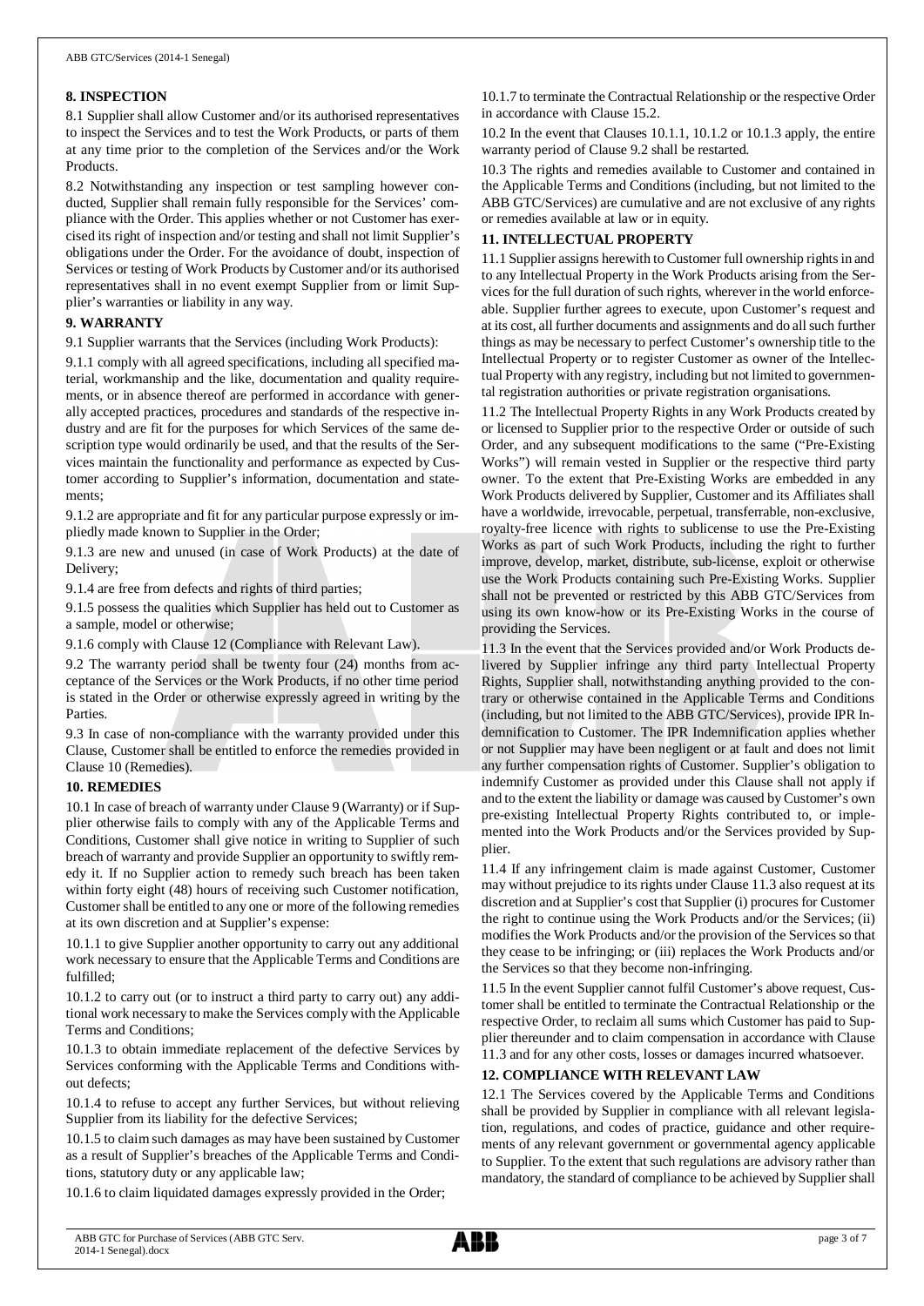## 8. INSPECTION

8.1 Supplier shall allow Customer and/or its authorised representatives to inspect the Services and to test the Work Products, or parts of them at any time prior to the completion of the Services and/or the Work Products.

8.2 Notwithstanding any inspection or test sampling however conducted, Supplier shall remain fully responsible for the Services' compliance with the Order. This applies whether or not Customer has exercised its right of inspection and/or testing and shall not limit Supplier's obligations under the Order. For the avoidance of doubt, inspection of Services or testing of Work Products by Customer and/or its authorised representatives shall in no event exempt Supplier from or limit Supplier's warranties or liability in any way.

## 9. WARRANTY

9.1 Supplier warrants that the Services (including Work Products):

9.1.1 comply with all agreed specifications, including all specified material, workmanship and the like, documentation and quality requirements, or in absence thereof are performed in accordance with generally accepted practices, procedures and standards of the respective industry and are fit for the purposes for which Services of the same description type would ordinarily be used, and that the results of the Services maintain the functionality and performance as expected by Customer according to Supplier's information, documentation and statements;

9.1.2 are appropriate and fit for any particular purpose expressly or impliedly made known to Supplier in the Order;

9.1.3 are new and unused (in case of Work Products) at the date of Delivery;

9.1.4 are free from defects and rights of third parties;

9.1.5 possess the qualities which Supplier has held out to Customer as a sample, model or otherwise;

9.1.6 comply with Clause 12 (Compliance with Relevant Law).

9.2 The warranty period shall be twenty four (24) months from acceptance of the Services or the Work Products, if no other time period is stated in the Order or otherwise expressly agreed in writing by the Parties.

9.3 In case of non-compliance with the warranty provided under this Clause, Customer shall be entitled to enforce the remedies provided in Clause 10 (Remedies).

## 10. REMEDIES

10.1 In case of breach of warranty under Clause 9 (Warranty) or if Supplier otherwise fails to comply with any of the Applicable Terms and Conditions, Customer shall give notice in writing to Supplier of such breach of warranty and provide Supplier an opportunity to swiftly remedy it. If no Supplier action to remedy such breach has been taken within forty eight (48) hours of receiving such Customer notification, Customer shall be entitled to any one or more of the following remedies at its own discretion and at Supplier's expense:

10.1.1 to give Supplier another opportunity to carry out any additional work necessary to ensure that the Applicable Terms and Conditions are fulfilled;

10.1.2 to carry out (or to instruct a third party to carry out) any additional work necessary to make the Services comply with the Applicable Terms and Conditions;

10.1.3 to obtain immediate replacement of the defective Services by Services conforming with the Applicable Terms and Conditions without defects;

10.1.4 to refuse to accept any further Services, but without relieving Supplier from its liability for the defective Services;

10.1.5 to claim such damages as may have been sustained by Customer as a result of Supplier's breaches of the Applicable Terms and Conditions, statutory duty or any applicable law;

10.1.6 to claim liquidated damages expressly provided in the Order;

10.1.7 to terminate the Contractual Relationship or the respective Order in accordance with Clause 15.2.

10.2 In the event that Clauses 10.1.1, 10.1.2 or 10.1.3 apply, the entire warranty period of Clause 9.2 shall be restarted.

10.3 The rights and remedies available to Customer and contained in the Applicable Terms and Conditions (including, but not limited to the ABB GTC/Services) are cumulative and are not exclusive of any rights or remedies available at law or in equity.

## 11. INTELLECTUAL PROPERTY

11.1 Supplier assigns herewith to Customer full ownership rights in and to any Intellectual Property in the Work Products arising from the Services for the full duration of such rights, wherever in the world enforceable. Supplier further agrees to execute, upon Customer's request and at its cost, all further documents and assignments and do all such further things as may be necessary to perfect Customer's ownership title to the Intellectual Property or to register Customer as owner of the Intellectual Property with any registry, including but not limited to governmental registration authorities or private registration organisations.

11.2 The Intellectual Property Rights in any Work Products created by or licensed to Supplier prior to the respective Order or outside of such Order, and any subsequent modifications to the same ("Pre-Existing Works") will remain vested in Supplier or the respective third party owner. To the extent that Pre-Existing Works are embedded in any Work Products delivered by Supplier, Customer and its Affiliates shall have a worldwide, irrevocable, perpetual, transferrable, non-exclusive, royalty-free licence with rights to sublicense to use the Pre-Existing Works as part of such Work Products, including the right to further improve, develop, market, distribute, sub-license, exploit or otherwise use the Work Products containing such Pre-Existing Works. Supplier shall not be prevented or restricted by this ABB GTC/Services from using its own know-how or its Pre-Existing Works in the course of providing the Services.

11.3 In the event that the Services provided and/or Work Products delivered by Supplier infringe any third party Intellectual Property Rights, Supplier shall, notwithstanding anything provided to the contrary or otherwise contained in the Applicable Terms and Conditions (including, but not limited to the ABB GTC/Services), provide IPR Indemnification to Customer. The IPR Indemnification applies whether or not Supplier may have been negligent or at fault and does not limit any further compensation rights of Customer. Supplier's obligation to indemnify Customer as provided under this Clause shall not apply if and to the extent the liability or damage was caused by Customer's own pre-existing Intellectual Property Rights contributed to, or implemented into the Work Products and/or the Services provided by Supplier.

11.4 If any infringement claim is made against Customer, Customer may without prejudice to its rights under Clause 11.3 also request at its discretion and at Supplier's cost that Supplier (i) procures for Customer the right to continue using the Work Products and/or the Services; (ii) modifies the Work Products and/or the provision of the Services so that they cease to be infringing; or (iii) replaces the Work Products and/or the Services so that they become non-infringing.

11.5 In the event Supplier cannot fulfil Customer's above request, Customer shall be entitled to terminate the Contractual Relationship or the respective Order, to reclaim all sums which Customer has paid to Supplier thereunder and to claim compensation in accordance with Clause 11.3 and for any other costs, losses or damages incurred whatsoever.

## 12. COMPLIANCE WITH RELEVANT LAW

12.1 The Services covered by the Applicable Terms and Conditions shall be provided by Supplier in compliance with all relevant legislation, regulations, and codes of practice, guidance and other requirements of any relevant government or governmental agency applicable to Supplier. To the extent that such regulations are advisory rather than mandatory, the standard of compliance to be achieved by Supplier shall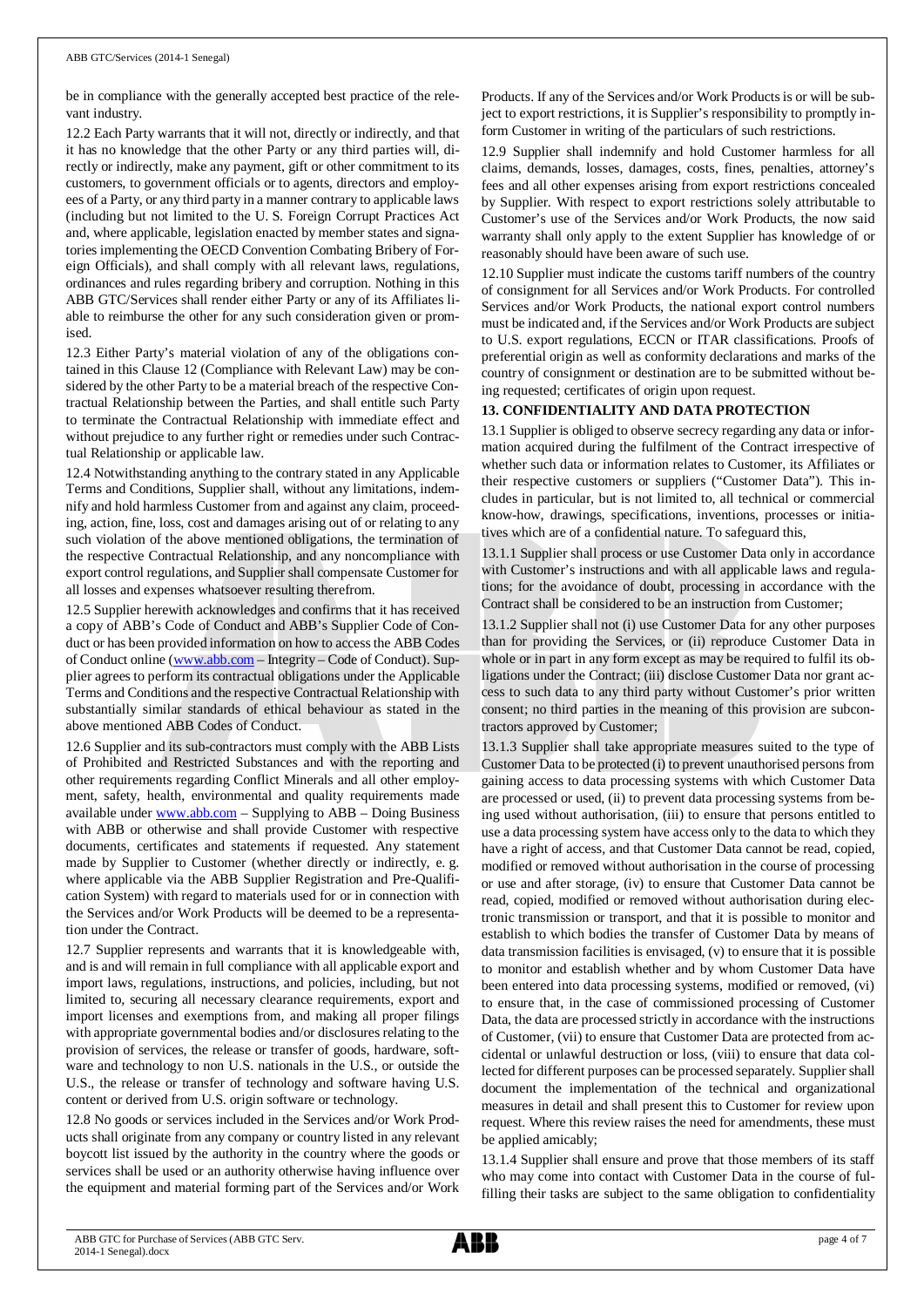be in compliance with the generally accepted best practice of the relevant industry.

12.2 Each Party warrants that it will not, directly or indirectly, and that it has no knowledge that the other Party or any third parties will, directly or indirectly, make any payment, gift or other commitment to its customers, to government officials or to agents, directors and employees of a Party, or any third party in a manner contrary to applicable laws (including but not limited to the U. S. Foreign Corrupt Practices Act and, where applicable, legislation enacted by member states and signatories implementing the OECD Convention Combating Bribery of Foreign Officials), and shall comply with all relevant laws, regulations, ordinances and rules regarding bribery and corruption. Nothing in this ABB GTC/Services shall render either Party or any of its Affiliates liable to reimburse the other for any such consideration given or promised.

12.3 Either Party's material violation of any of the obligations contained in this Clause 12 (Compliance with Relevant Law) may be considered by the other Party to be a material breach of the respective Contractual Relationship between the Parties, and shall entitle such Party to terminate the Contractual Relationship with immediate effect and without prejudice to any further right or remedies under such Contractual Relationship or applicable law.

12.4 Notwithstanding anything to the contrary stated in any Applicable Terms and Conditions, Supplier shall, without any limitations, indemnify and hold harmless Customer from and against any claim, proceeding, action, fine, loss, cost and damages arising out of or relating to any such violation of the above mentioned obligations, the termination of the respective Contractual Relationship, and any noncompliance with export control regulations, and Supplier shall compensate Customer for all losses and expenses whatsoever resulting therefrom.

12.5 Supplier herewith acknowledges and confirms that it has received a copy of ABB's Code of Conduct and ABB's Supplier Code of Conduct or has been provided information on how to access the ABB Codes of Conduct online (www.abb.com – Integrity – Code of Conduct). Supplier agrees to perform its contractual obligations under the Applicable Terms and Conditions and the respective Contractual Relationship with substantially similar standards of ethical behaviour as stated in the above mentioned ABB Codes of Conduct.

12.6 Supplier and its sub-contractors must comply with the ABB Lists of Prohibited and Restricted Substances and with the reporting and other requirements regarding Conflict Minerals and all other employment, safety, health, environmental and quality requirements made available under www.abb.com – Supplying to ABB – Doing Business with ABB or otherwise and shall provide Customer with respective documents, certificates and statements if requested. Any statement made by Supplier to Customer (whether directly or indirectly, e. g. where applicable via the ABB Supplier Registration and Pre-Qualification System) with regard to materials used for or in connection with the Services and/or Work Products will be deemed to be a representation under the Contract.

12.7 Supplier represents and warrants that it is knowledgeable with, and is and will remain in full compliance with all applicable export and import laws, regulations, instructions, and policies, including, but not limited to, securing all necessary clearance requirements, export and import licenses and exemptions from, and making all proper filings with appropriate governmental bodies and/or disclosures relating to the provision of services, the release or transfer of goods, hardware, software and technology to non U.S. nationals in the U.S., or outside the U.S., the release or transfer of technology and software having U.S. content or derived from U.S. origin software or technology.

12.8 No goods or services included in the Services and/or Work Products shall originate from any company or country listed in any relevant boycott list issued by the authority in the country where the goods or services shall be used or an authority otherwise having influence over the equipment and material forming part of the Services and/or Work Products. If any of the Services and/or Work Products is or will be subject to export restrictions, it is Supplier's responsibility to promptly inform Customer in writing of the particulars of such restrictions.

12.9 Supplier shall indemnify and hold Customer harmless for all claims, demands, losses, damages, costs, fines, penalties, attorney's fees and all other expenses arising from export restrictions concealed by Supplier. With respect to export restrictions solely attributable to Customer's use of the Services and/or Work Products, the now said warranty shall only apply to the extent Supplier has knowledge of or reasonably should have been aware of such use.

12.10 Supplier must indicate the customs tariff numbers of the country of consignment for all Services and/or Work Products. For controlled Services and/or Work Products, the national export control numbers must be indicated and, if the Services and/or Work Products are subject to U.S. export regulations, ECCN or ITAR classifications. Proofs of preferential origin as well as conformity declarations and marks of the country of consignment or destination are to be submitted without being requested; certificates of origin upon request.

## 13. CONFIDENTIALITY AND DATA PROTECTION

13.1 Supplier is obliged to observe secrecy regarding any data or information acquired during the fulfilment of the Contract irrespective of whether such data or information relates to Customer, its Affiliates or their respective customers or suppliers ("Customer Data"). This includes in particular, but is not limited to, all technical or commercial know-how, drawings, specifications, inventions, processes or initiatives which are of a confidential nature. To safeguard this,

13.1.1 Supplier shall process or use Customer Data only in accordance with Customer's instructions and with all applicable laws and regulations; for the avoidance of doubt, processing in accordance with the Contract shall be considered to be an instruction from Customer;

13.1.2 Supplier shall not (i) use Customer Data for any other purposes than for providing the Services, or (ii) reproduce Customer Data in whole or in part in any form except as may be required to fulfil its obligations under the Contract; (iii) disclose Customer Data nor grant access to such data to any third party without Customer's prior written consent; no third parties in the meaning of this provision are subcontractors approved by Customer;

13.1.3 Supplier shall take appropriate measures suited to the type of Customer Data to be protected (i) to prevent unauthorised persons from gaining access to data processing systems with which Customer Data are processed or used, (ii) to prevent data processing systems from being used without authorisation, (iii) to ensure that persons entitled to use a data processing system have access only to the data to which they have a right of access, and that Customer Data cannot be read, copied, modified or removed without authorisation in the course of processing or use and after storage, (iv) to ensure that Customer Data cannot be read, copied, modified or removed without authorisation during electronic transmission or transport, and that it is possible to monitor and establish to which bodies the transfer of Customer Data by means of data transmission facilities is envisaged, (v) to ensure that it is possible to monitor and establish whether and by whom Customer Data have been entered into data processing systems, modified or removed, (vi) to ensure that, in the case of commissioned processing of Customer Data, the data are processed strictly in accordance with the instructions of Customer, (vii) to ensure that Customer Data are protected from accidental or unlawful destruction or loss, (viii) to ensure that data collected for different purposes can be processed separately. Supplier shall document the implementation of the technical and organizational measures in detail and shall present this to Customer for review upon request. Where this review raises the need for amendments, these must be applied amicably;

13.1.4 Supplier shall ensure and prove that those members of its staff who may come into contact with Customer Data in the course of fulfilling their tasks are subject to the same obligation to confidentiality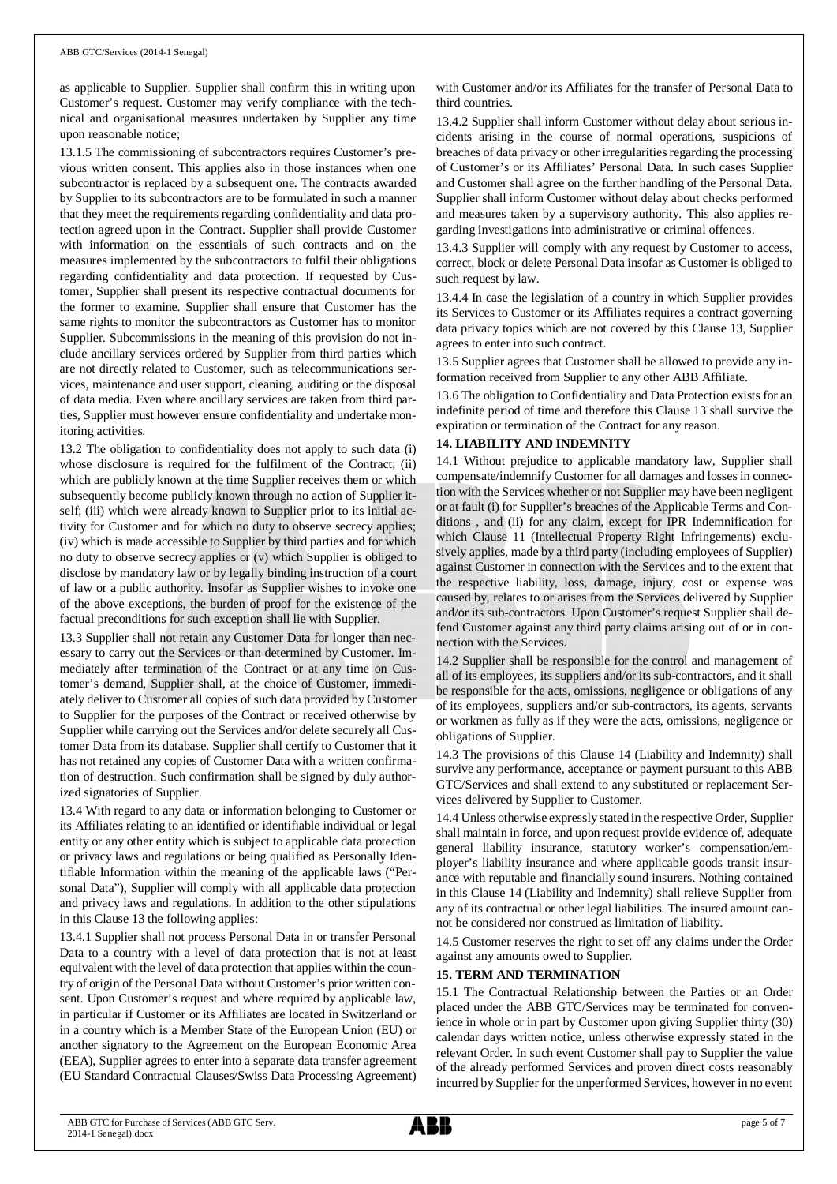as applicable to Supplier. Supplier shall confirm this in writing upon Customer's request. Customer may verify compliance with the technical and organisational measures undertaken by Supplier any time upon reasonable notice;

13.1.5 The commissioning of subcontractors requires Customer's previous written consent. This applies also in those instances when one subcontractor is replaced by a subsequent one. The contracts awarded by Supplier to its subcontractors are to be formulated in such a manner that they meet the requirements regarding confidentiality and data protection agreed upon in the Contract. Supplier shall provide Customer with information on the essentials of such contracts and on the measures implemented by the subcontractors to fulfil their obligations regarding confidentiality and data protection. If requested by Customer, Supplier shall present its respective contractual documents for the former to examine. Supplier shall ensure that Customer has the same rights to monitor the subcontractors as Customer has to monitor Supplier. Subcommissions in the meaning of this provision do not include ancillary services ordered by Supplier from third parties which are not directly related to Customer, such as telecommunications services, maintenance and user support, cleaning, auditing or the disposal of data media. Even where ancillary services are taken from third parties, Supplier must however ensure confidentiality and undertake monitoring activities.

13.2 The obligation to confidentiality does not apply to such data (i) whose disclosure is required for the fulfilment of the Contract; (ii) which are publicly known at the time Supplier receives them or which subsequently become publicly known through no action of Supplier itself; (iii) which were already known to Supplier prior to its initial activity for Customer and for which no duty to observe secrecy applies; (iv) which is made accessible to Supplier by third parties and for which no duty to observe secrecy applies or (v) which Supplier is obliged to disclose by mandatory law or by legally binding instruction of a court of law or a public authority. Insofar as Supplier wishes to invoke one of the above exceptions, the burden of proof for the existence of the factual preconditions for such exception shall lie with Supplier.

13.3 Supplier shall not retain any Customer Data for longer than necessary to carry out the Services or than determined by Customer. Immediately after termination of the Contract or at any time on Customer's demand, Supplier shall, at the choice of Customer, immediately deliver to Customer all copies of such data provided by Customer to Supplier for the purposes of the Contract or received otherwise by Supplier while carrying out the Services and/or delete securely all Customer Data from its database. Supplier shall certify to Customer that it has not retained any copies of Customer Data with a written confirmation of destruction. Such confirmation shall be signed by duly authorized signatories of Supplier.

13.4 With regard to any data or information belonging to Customer or its Affiliates relating to an identified or identifiable individual or legal entity or any other entity which is subject to applicable data protection or privacy laws and regulations or being qualified as Personally Identifiable Information within the meaning of the applicable laws ("Personal Data"), Supplier will comply with all applicable data protection and privacy laws and regulations. In addition to the other stipulations in this Clause 13 the following applies:

13.4.1 Supplier shall not process Personal Data in or transfer Personal Data to a country with a level of data protection that is not at least equivalent with the level of data protection that applies within the country of origin of the Personal Data without Customer's prior written consent. Upon Customer's request and where required by applicable law, in particular if Customer or its Affiliates are located in Switzerland or in a country which is a Member State of the European Union (EU) or another signatory to the Agreement on the European Economic Area (EEA), Supplier agrees to enter into a separate data transfer agreement (EU Standard Contractual Clauses/Swiss Data Processing Agreement) with Customer and/or its Affiliates for the transfer of Personal Data to third countries.

13.4.2 Supplier shall inform Customer without delay about serious incidents arising in the course of normal operations, suspicions of breaches of data privacy or other irregularities regarding the processing of Customer's or its Affiliates' Personal Data. In such cases Supplier and Customer shall agree on the further handling of the Personal Data. Supplier shall inform Customer without delay about checks performed and measures taken by a supervisory authority. This also applies regarding investigations into administrative or criminal offences.

13.4.3 Supplier will comply with any request by Customer to access, correct, block or delete Personal Data insofar as Customer is obliged to such request by law.

13.4.4 In case the legislation of a country in which Supplier provides its Services to Customer or its Affiliates requires a contract governing data privacy topics which are not covered by this Clause 13, Supplier agrees to enter into such contract.

13.5 Supplier agrees that Customer shall be allowed to provide any information received from Supplier to any other ABB Affiliate.

13.6 The obligation to Confidentiality and Data Protection exists for an indefinite period of time and therefore this Clause 13 shall survive the expiration or termination of the Contract for any reason.

## 14. LIABILITY AND INDEMNITY

14.1 Without prejudice to applicable mandatory law, Supplier shall compensate/indemnify Customer for all damages and losses in connection with the Services whether or not Supplier may have been negligent or at fault (i) for Supplier's breaches of the Applicable Terms and Conditions , and (ii) for any claim, except for IPR Indemnification for which Clause 11 (Intellectual Property Right Infringements) exclusively applies, made by a third party (including employees of Supplier) against Customer in connection with the Services and to the extent that the respective liability, loss, damage, injury, cost or expense was caused by, relates to or arises from the Services delivered by Supplier and/or its sub-contractors. Upon Customer's request Supplier shall defend Customer against any third party claims arising out of or in connection with the Services.

14.2 Supplier shall be responsible for the control and management of all of its employees, its suppliers and/or its sub-contractors, and it shall be responsible for the acts, omissions, negligence or obligations of any of its employees, suppliers and/or sub-contractors, its agents, servants or workmen as fully as if they were the acts, omissions, negligence or obligations of Supplier.

14.3 The provisions of this Clause 14 (Liability and Indemnity) shall survive any performance, acceptance or payment pursuant to this ABB GTC/Services and shall extend to any substituted or replacement Services delivered by Supplier to Customer.

14.4 Unless otherwise expressly stated in the respective Order, Supplier shall maintain in force, and upon request provide evidence of, adequate general liability insurance, statutory worker's compensation/employer's liability insurance and where applicable goods transit insurance with reputable and financially sound insurers. Nothing contained in this Clause 14 (Liability and Indemnity) shall relieve Supplier from any of its contractual or other legal liabilities. The insured amount cannot be considered nor construed as limitation of liability.

14.5 Customer reserves the right to set off any claims under the Order against any amounts owed to Supplier.

## 15. TERM AND TERMINATION

15.1 The Contractual Relationship between the Parties or an Order placed under the ABB GTC/Services may be terminated for convenience in whole or in part by Customer upon giving Supplier thirty (30) calendar days written notice, unless otherwise expressly stated in the relevant Order. In such event Customer shall pay to Supplier the value of the already performed Services and proven direct costs reasonably incurred by Supplier for the unperformed Services, however in no event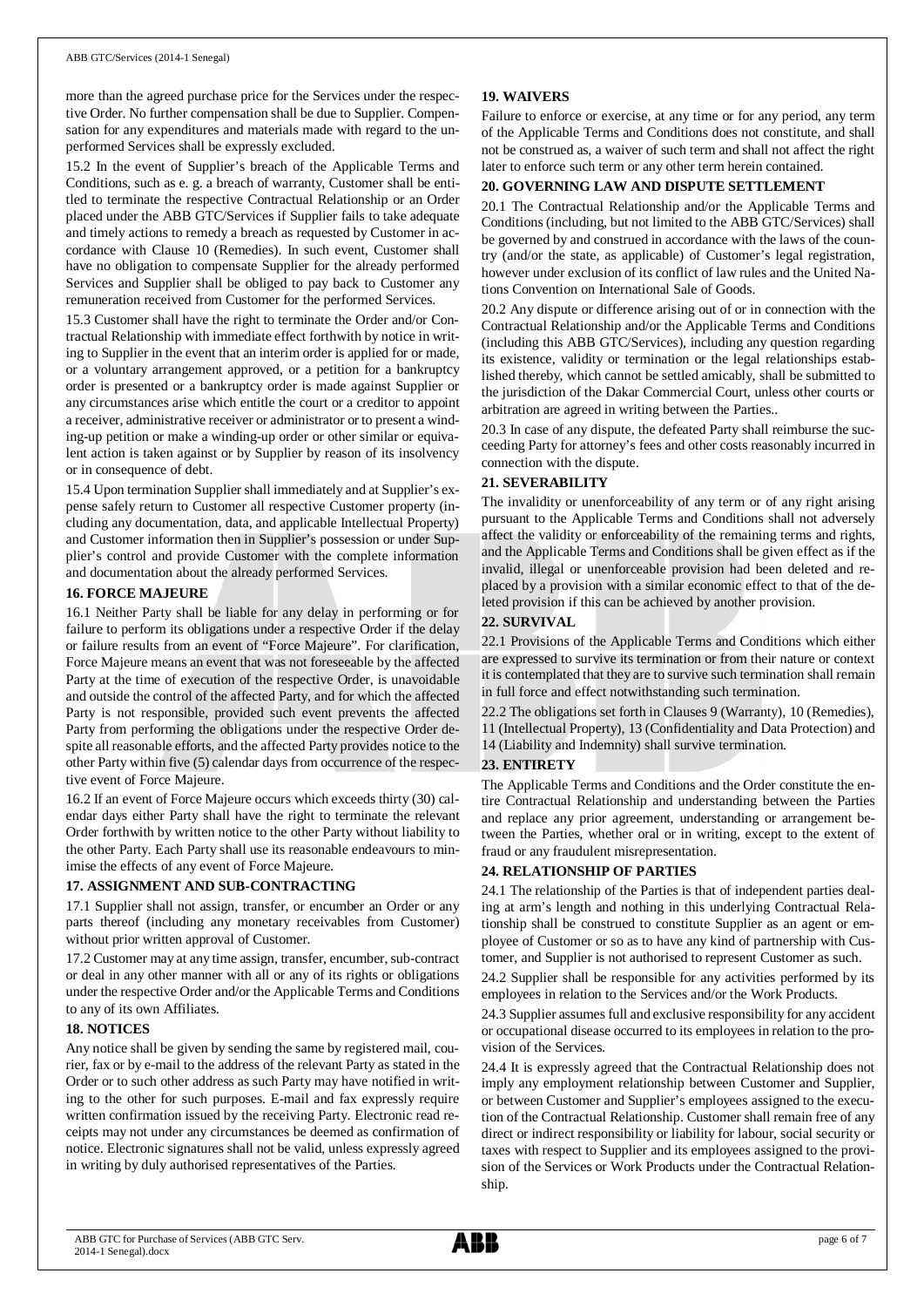more than the agreed purchase price for the Services under the respective Order. No further compensation shall be due to Supplier. Compensation for any expenditures and materials made with regard to the unperformed Services shall be expressly excluded.

15.2 In the event of Supplier's breach of the Applicable Terms and Conditions, such as e. g. a breach of warranty, Customer shall be entitled to terminate the respective Contractual Relationship or an Order placed under the ABB GTC/Services if Supplier fails to take adequate and timely actions to remedy a breach as requested by Customer in accordance with Clause 10 (Remedies). In such event, Customer shall have no obligation to compensate Supplier for the already performed Services and Supplier shall be obliged to pay back to Customer any remuneration received from Customer for the performed Services.

15.3 Customer shall have the right to terminate the Order and/or Contractual Relationship with immediate effect forthwith by notice in writing to Supplier in the event that an interim order is applied for or made, or a voluntary arrangement approved, or a petition for a bankruptcy order is presented or a bankruptcy order is made against Supplier or any circumstances arise which entitle the court or a creditor to appoint a receiver, administrative receiver or administrator or to present a winding-up petition or make a winding-up order or other similar or equivalent action is taken against or by Supplier by reason of its insolvency or in consequence of debt.

15.4 Upon termination Supplier shall immediately and at Supplier's expense safely return to Customer all respective Customer property (including any documentation, data, and applicable Intellectual Property) and Customer information then in Supplier's possession or under Supplier's control and provide Customer with the complete information and documentation about the already performed Services.

## 16. FORCE MAJEURE

16.1 Neither Party shall be liable for any delay in performing or for failure to perform its obligations under a respective Order if the delay or failure results from an event of "Force Majeure". For clarification, Force Majeure means an event that was not foreseeable by the affected Party at the time of execution of the respective Order, is unavoidable and outside the control of the affected Party, and for which the affected Party is not responsible, provided such event prevents the affected Party from performing the obligations under the respective Order despite all reasonable efforts, and the affected Party provides notice to the other Party within five (5) calendar days from occurrence of the respective event of Force Majeure.

16.2 If an event of Force Majeure occurs which exceeds thirty (30) calendar days either Party shall have the right to terminate the relevant Order forthwith by written notice to the other Party without liability to the other Party. Each Party shall use its reasonable endeavours to minimise the effects of any event of Force Majeure.

## 17. ASSIGNMENT AND SUB-CONTRACTING

17.1 Supplier shall not assign, transfer, or encumber an Order or any parts thereof (including any monetary receivables from Customer) without prior written approval of Customer.

17.2 Customer may at any time assign, transfer, encumber, sub-contract or deal in any other manner with all or any of its rights or obligations under the respective Order and/or the Applicable Terms and Conditions to any of its own Affiliates.

## 18. NOTICES

Any notice shall be given by sending the same by registered mail, courier, fax or by e-mail to the address of the relevant Party as stated in the Order or to such other address as such Party may have notified in writing to the other for such purposes. E-mail and fax expressly require written confirmation issued by the receiving Party. Electronic read receipts may not under any circumstances be deemed as confirmation of notice. Electronic signatures shall not be valid, unless expressly agreed in writing by duly authorised representatives of the Parties.

## 19. WAIVERS

Failure to enforce or exercise, at any time or for any period, any term of the Applicable Terms and Conditions does not constitute, and shall not be construed as, a waiver of such term and shall not affect the right later to enforce such term or any other term herein contained.

## 20. GOVERNING LAW AND DISPUTE SETTLEMENT

20.1 The Contractual Relationship and/or the Applicable Terms and Conditions (including, but not limited to the ABB GTC/Services) shall be governed by and construed in accordance with the laws of the country (and/or the state, as applicable) of Customer's legal registration, however under exclusion of its conflict of law rules and the United Nations Convention on International Sale of Goods.

20.2 Any dispute or difference arising out of or in connection with the Contractual Relationship and/or the Applicable Terms and Conditions (including this ABB GTC/Services), including any question regarding its existence, validity or termination or the legal relationships established thereby, which cannot be settled amicably, shall be submitted to the jurisdiction of the Dakar Commercial Court, unless other courts or arbitration are agreed in writing between the Parties..

20.3 In case of any dispute, the defeated Party shall reimburse the succeeding Party for attorney's fees and other costs reasonably incurred in connection with the dispute.

## 21. SEVERABILITY

The invalidity or unenforceability of any term or of any right arising pursuant to the Applicable Terms and Conditions shall not adversely affect the validity or enforceability of the remaining terms and rights, and the Applicable Terms and Conditions shall be given effect as if the invalid, illegal or unenforceable provision had been deleted and replaced by a provision with a similar economic effect to that of the deleted provision if this can be achieved by another provision.

## 22. SURVIVAL

22.1 Provisions of the Applicable Terms and Conditions which either are expressed to survive its termination or from their nature or context it is contemplated that they are to survive such termination shall remain in full force and effect notwithstanding such termination.

22.2 The obligations set forth in Clauses 9 (Warranty), 10 (Remedies), 11 (Intellectual Property), 13 (Confidentiality and Data Protection) and 14 (Liability and Indemnity) shall survive termination.

## 23. ENTIRETY

The Applicable Terms and Conditions and the Order constitute the entire Contractual Relationship and understanding between the Parties and replace any prior agreement, understanding or arrangement between the Parties, whether oral or in writing, except to the extent of fraud or any fraudulent misrepresentation.

## 24. RELATIONSHIP OF PARTIES

24.1 The relationship of the Parties is that of independent parties dealing at arm's length and nothing in this underlying Contractual Relationship shall be construed to constitute Supplier as an agent or employee of Customer or so as to have any kind of partnership with Customer, and Supplier is not authorised to represent Customer as such.

24.2 Supplier shall be responsible for any activities performed by its employees in relation to the Services and/or the Work Products.

24.3 Supplier assumes full and exclusive responsibility for any accident or occupational disease occurred to its employees in relation to the provision of the Services.

24.4 It is expressly agreed that the Contractual Relationship does not imply any employment relationship between Customer and Supplier, or between Customer and Supplier's employees assigned to the execution of the Contractual Relationship. Customer shall remain free of any direct or indirect responsibility or liability for labour, social security or taxes with respect to Supplier and its employees assigned to the provision of the Services or Work Products under the Contractual Relationship.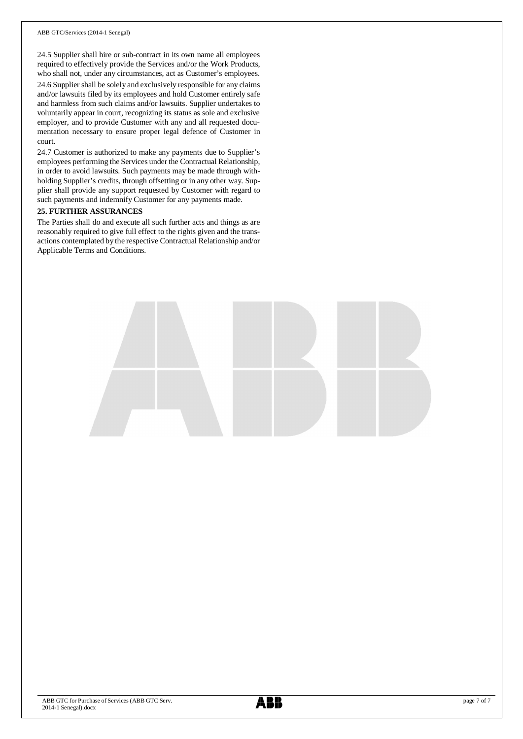24.5 Supplier shall hire or sub-contract in its own name all employees required to effectively provide the Services and/or the Work Products, who shall not, under any circumstances, act as Customer's employees.

24.6 Supplier shall be solely and exclusively responsible for any claims and/or lawsuits filed by its employees and hold Customer entirely safe and harmless from such claims and/or lawsuits. Supplier undertakes to voluntarily appear in court, recognizing its status as sole and exclusive employer, and to provide Customer with any and all requested documentation necessary to ensure proper legal defence of Customer in court.

24.7 Customer is authorized to make any payments due to Supplier's employees performing the Services under the Contractual Relationship, in order to avoid lawsuits. Such payments may be made through withholding Supplier's credits, through offsetting or in any other way. Supplier shall provide any support requested by Customer with regard to such payments and indemnify Customer for any payments made.

**25. FURTHER ASSURANCES**

The Parties shall do and execute all such further acts and things as are reasonably required to give full effect to the rights given and the transactions contemplated by the respective Contractual Relationship and/or Applicable Terms and Conditions.